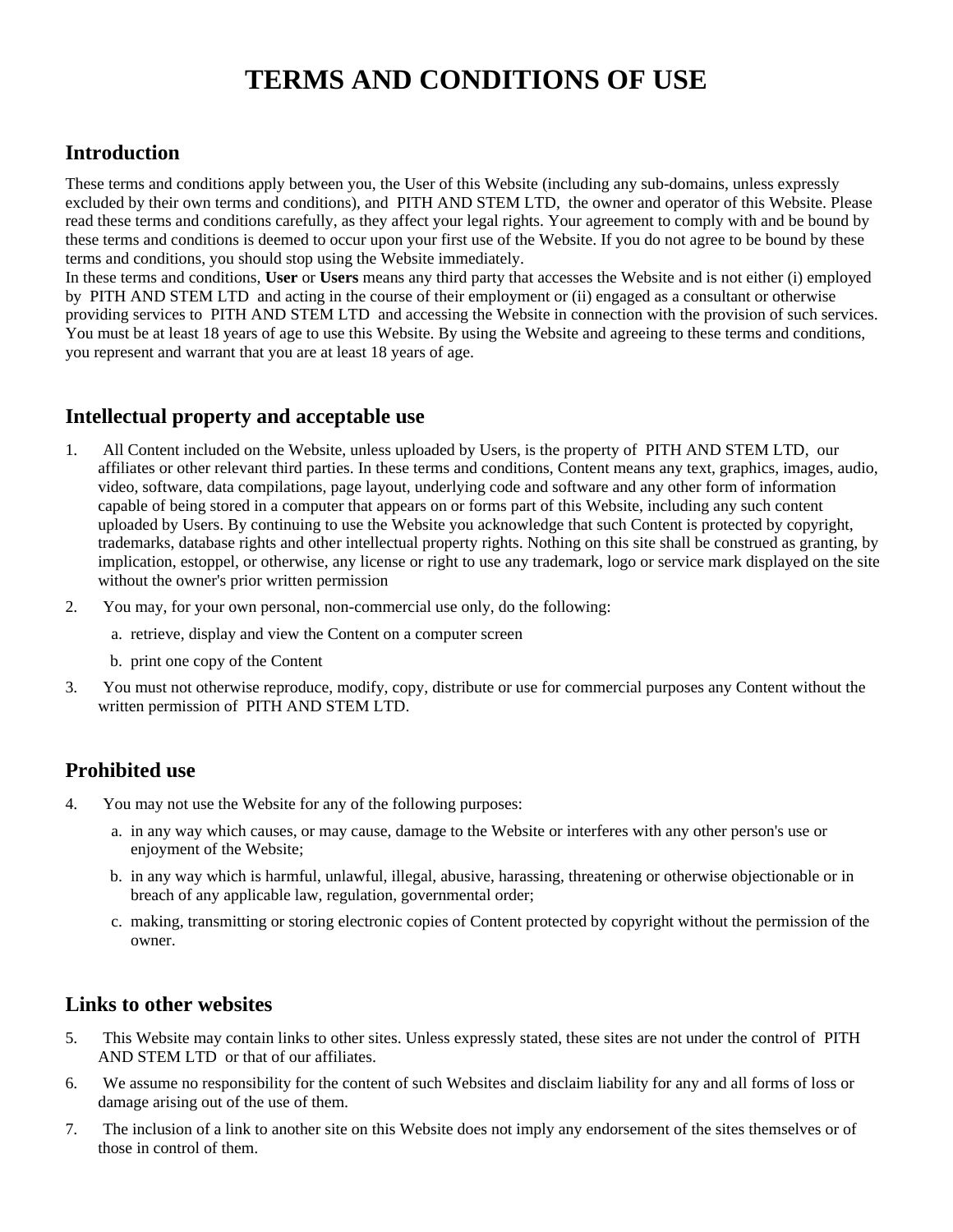# TERMS AND CONDITIONS OF USE

## Introduction

These terms and conditions apply between you, the User of this Website (including any sub-domains, unless expressly excluded by their own terms and conditions), and PITH AND STEM LTD, the owner and operator of this Website. Please read these terms and conditions carefully, as they affect your legal rights. Your agreement to comply with and be bound by these terms and conditions is deemed to occur upon your first use of the Website. If you do not agree to be bound by these terms and conditions, you should stop using the Website immediately.

In these terms and conditions, **User** or **Users** means any third party that accesses the Website and is not either (i) employed by PITH AND STEM LTD and acting in the course of their employment or (ii) engaged as a consultant or otherwise providing services to PITH AND STEM LTD and accessing the Website in connection with the provision of such services.

You must be at least 18 years of age to use this Website. By using the Website and agreeing to these terms and conditions, you represent and warrant that you are at least 18 years of age.

## Intellectual property and acceptable use

1. All Content included on the Website, unless uploaded by Users, is the property of PITH AND STEM LTD, our affiliates or other relevant third parties. In these terms and conditions, Content means any text, graphics, images, audio, video, software, data compilations, page layout, underlying code and software and any other form of information capable of being stored in a computer that appears on or forms part of this Website, including any such content uploaded by Users. By continuing to use the Website you acknowledge that such Content is protected by copyright, trademarks, database rights and other intellectual property rights. Nothing on this site shall be construed as granting, by implication, estoppel, or otherwise, any license or right to use any trademark, logo or service mark displayed on the site without the owner's prior written permission
2. You may, for your own personal, non-commercial use only, do the following:
   a. retrieve, display and view the Content on a computer screen
   b. print one copy of the Content
3. You must not otherwise reproduce, modify, copy, distribute or use for commercial purposes any Content without the written permission of PITH AND STEM LTD.

## Prohibited use

4. You may not use the Website for any of the following purposes:
   a. in any way which causes, or may cause, damage to the Website or interferes with any other person's use or enjoyment of the Website;
   b. in any way which is harmful, unlawful, illegal, abusive, harassing, threatening or otherwise objectionable or in breach of any applicable law, regulation, governmental order;
   c. making, transmitting or storing electronic copies of Content protected by copyright without the permission of the owner.

## Links to other websites

5. This Website may contain links to other sites. Unless expressly stated, these sites are not under the control of PITH AND STEM LTD or that of our affiliates.
6. We assume no responsibility for the content of such Websites and disclaim liability for any and all forms of loss or damage arising out of the use of them.
7. The inclusion of a link to another site on this Website does not imply any endorsement of the sites themselves or of those in control of them.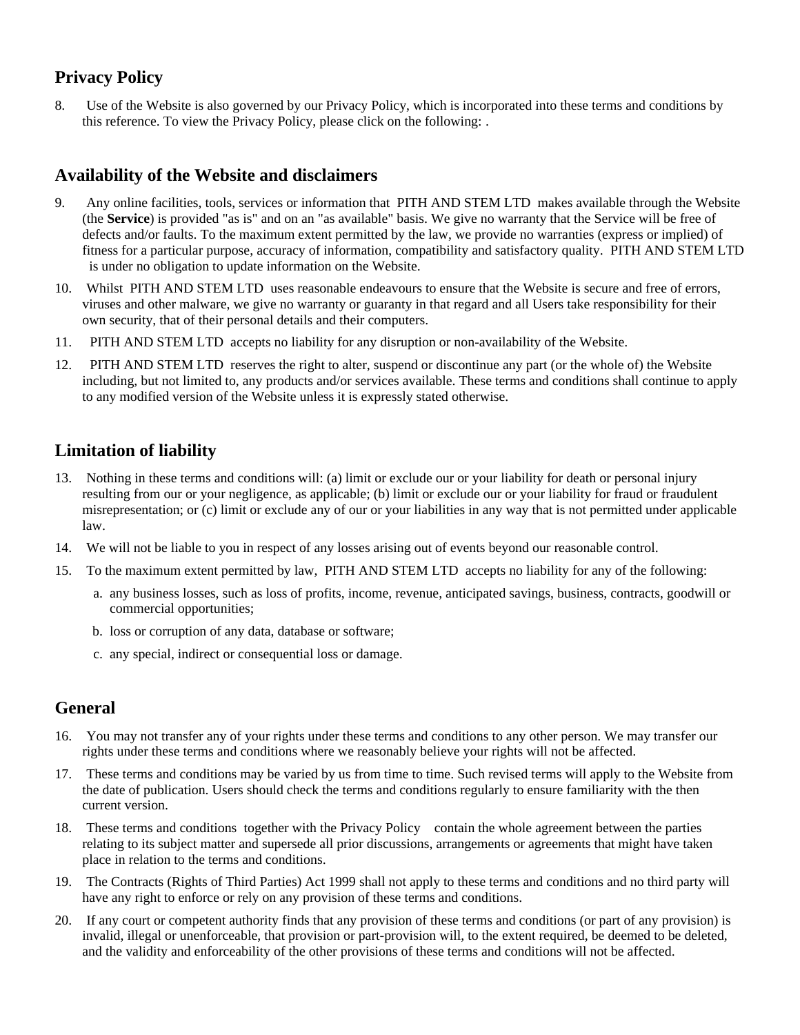## Privacy Policy

8. Use of the Website is also governed by our Privacy Policy, which is incorporated into these terms and conditions by this reference. To view the Privacy Policy, please click on the following: .

## Availability of the Website and disclaimers

9. Any online facilities, tools, services or information that PITH AND STEM LTD makes available through the Website (the **Service**) is provided "as is" and on an "as available" basis. We give no warranty that the Service will be free of defects and/or faults. To the maximum extent permitted by the law, we provide no warranties (express or implied) of fitness for a particular purpose, accuracy of information, compatibility and satisfactory quality. PITH AND STEM LTD is under no obligation to update information on the Website.

10. Whilst PITH AND STEM LTD uses reasonable endeavours to ensure that the Website is secure and free of errors, viruses and other malware, we give no warranty or guaranty in that regard and all Users take responsibility for their own security, that of their personal details and their computers.

11. PITH AND STEM LTD accepts no liability for any disruption or non-availability of the Website.

12. PITH AND STEM LTD reserves the right to alter, suspend or discontinue any part (or the whole of) the Website including, but not limited to, any products and/or services available. These terms and conditions shall continue to apply to any modified version of the Website unless it is expressly stated otherwise.

## Limitation of liability

13. Nothing in these terms and conditions will: (a) limit or exclude our or your liability for death or personal injury resulting from our or your negligence, as applicable; (b) limit or exclude our or your liability for fraud or fraudulent misrepresentation; or (c) limit or exclude any of our or your liabilities in any way that is not permitted under applicable law.

14. We will not be liable to you in respect of any losses arising out of events beyond our reasonable control.

15. To the maximum extent permitted by law, PITH AND STEM LTD accepts no liability for any of the following:

    a. any business losses, such as loss of profits, income, revenue, anticipated savings, business, contracts, goodwill or commercial opportunities;

    b. loss or corruption of any data, database or software;

    c. any special, indirect or consequential loss or damage.

## General

16. You may not transfer any of your rights under these terms and conditions to any other person. We may transfer our rights under these terms and conditions where we reasonably believe your rights will not be affected.

17. These terms and conditions may be varied by us from time to time. Such revised terms will apply to the Website from the date of publication. Users should check the terms and conditions regularly to ensure familiarity with the then current version.

18. These terms and conditions together with the Privacy Policy contain the whole agreement between the parties relating to its subject matter and supersede all prior discussions, arrangements or agreements that might have taken place in relation to the terms and conditions.

19. The Contracts (Rights of Third Parties) Act 1999 shall not apply to these terms and conditions and no third party will have any right to enforce or rely on any provision of these terms and conditions.

20. If any court or competent authority finds that any provision of these terms and conditions (or part of any provision) is invalid, illegal or unenforceable, that provision or part-provision will, to the extent required, be deemed to be deleted, and the validity and enforceability of the other provisions of these terms and conditions will not be affected.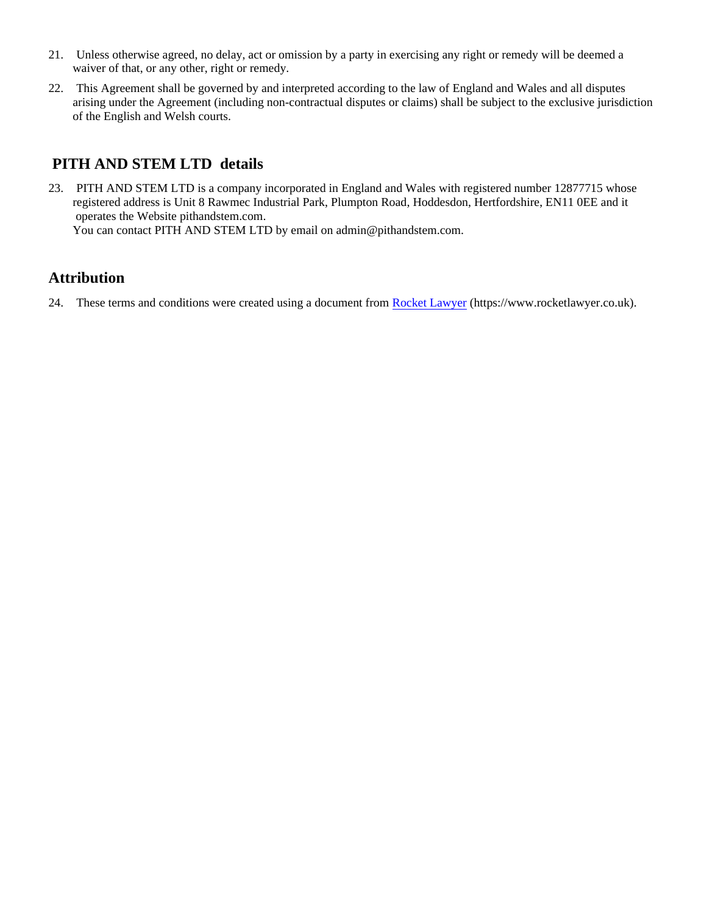21. Unless otherwise agreed, no delay, act or omission by a party in exercising any right or remedy will be deemed a waiver of that, or any other, right or remedy.

22. This Agreement shall be governed by and interpreted according to the law of England and Wales and all disputes arising under the Agreement (including non-contractual disputes or claims) shall be subject to the exclusive jurisdiction of the English and Welsh courts.

## PITH AND STEM LTD details

23. PITH AND STEM LTD is a company incorporated in England and Wales with registered number 12877715 whose registered address is Unit 8 Rawmec Industrial Park, Plumpton Road, Hoddesdon, Hertfordshire, EN11 0EE and it operates the Website pithandstem.com.
    You can contact PITH AND STEM LTD by email on admin@pithandstem.com.

## Attribution

24. These terms and conditions were created using a document from Rocket Lawyer (https://www.rocketlawyer.co.uk).